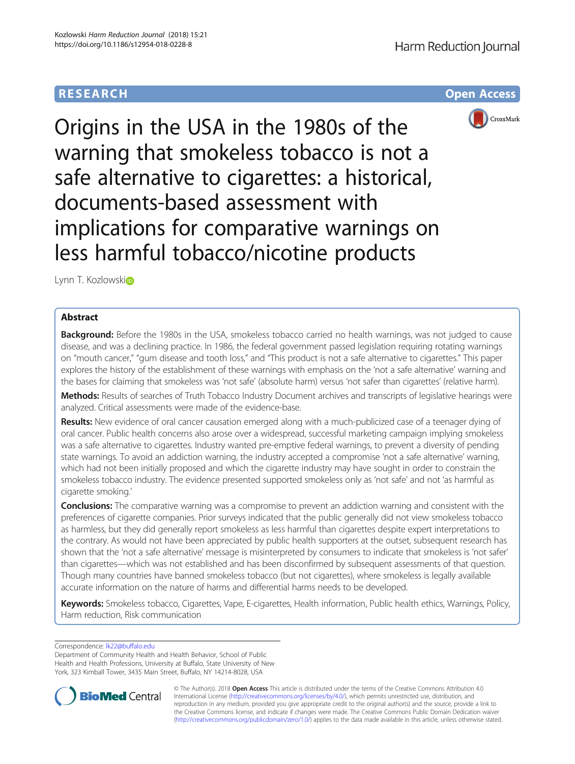RESEARCH

Open Access

# Origins in the USA in the 1980s of the warning that smokeless tobacco is not a safe alternative to cigarettes: a historical, documents-based assessment with implications for comparative warnings on less harmful tobacco/nicotine products

Lynn T. Kozlowski

## Abstract

**Background:** Before the 1980s in the USA, smokeless tobacco carried no health warnings, was not judged to cause disease, and was a declining practice. In 1986, the federal government passed legislation requiring rotating warnings on "mouth cancer," "gum disease and tooth loss," and "This product is not a safe alternative to cigarettes." This paper explores the history of the establishment of these warnings with emphasis on the 'not a safe alternative' warning and the bases for claiming that smokeless was 'not safe' (absolute harm) versus 'not safer than cigarettes' (relative harm).

**Methods:** Results of searches of Truth Tobacco Industry Document archives and transcripts of legislative hearings were analyzed. Critical assessments were made of the evidence-base.

**Results:** New evidence of oral cancer causation emerged along with a much-publicized case of a teenager dying of oral cancer. Public health concerns also arose over a widespread, successful marketing campaign implying smokeless was a safe alternative to cigarettes. Industry wanted pre-emptive federal warnings, to prevent a diversity of pending state warnings. To avoid an addiction warning, the industry accepted a compromise 'not a safe alternative' warning, which had not been initially proposed and which the cigarette industry may have sought in order to constrain the smokeless tobacco industry. The evidence presented supported smokeless only as 'not safe' and not 'as harmful as cigarette smoking.'

**Conclusions:** The comparative warning was a compromise to prevent an addiction warning and consistent with the preferences of cigarette companies. Prior surveys indicated that the public generally did not view smokeless tobacco as harmless, but they did generally report smokeless as less harmful than cigarettes despite expert interpretations to the contrary. As would not have been appreciated by public health supporters at the outset, subsequent research has shown that the 'not a safe alternative' message is misinterpreted by consumers to indicate that smokeless is 'not safer' than cigarettes—which was not established and has been disconfirmed by subsequent assessments of that question. Though many countries have banned smokeless tobacco (but not cigarettes), where smokeless is legally available accurate information on the nature of harms and differential harms needs to be developed.

**Keywords:** Smokeless tobacco, Cigarettes, Vape, E-cigarettes, Health information, Public health ethics, Warnings, Policy, Harm reduction, Risk communication

Correspondence: lk22@buffalo.edu
Department of Community Health and Health Behavior, School of Public Health and Health Professions, University at Buffalo, State University of New York, 323 Kimball Tower, 3435 Main Street, Buffalo, NY 14214-8028, USA

© The Author(s). 2018 **Open Access** This article is distributed under the terms of the Creative Commons Attribution 4.0 International License (http://creativecommons.org/licenses/by/4.0/), which permits unrestricted use, distribution, and reproduction in any medium, provided you give appropriate credit to the original author(s) and the source, provide a link to the Creative Commons license, and indicate if changes were made. The Creative Commons Public Domain Dedication waiver (http://creativecommons.org/publicdomain/zero/1.0/) applies to the data made available in this article, unless otherwise stated.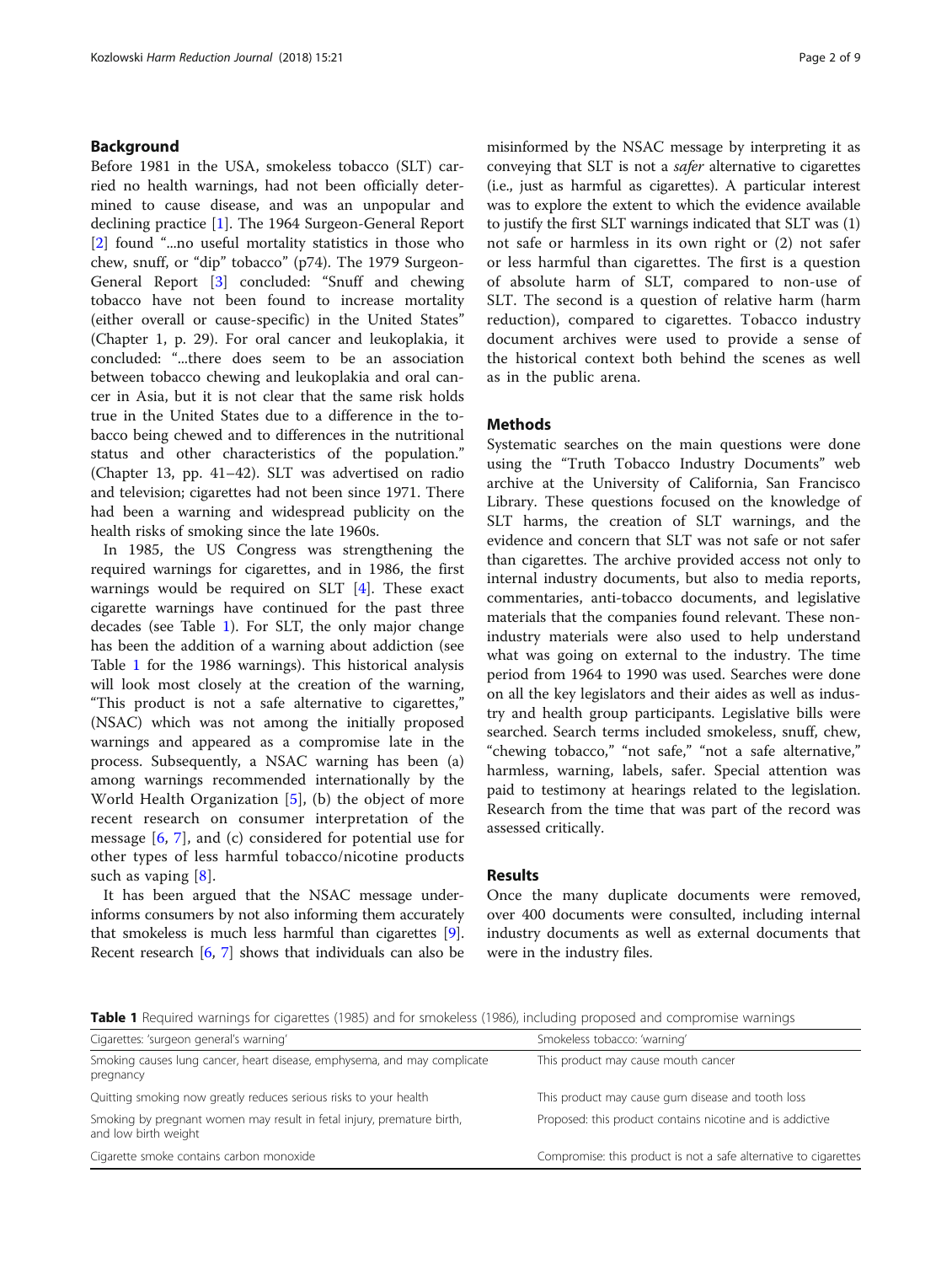## Background

Before 1981 in the USA, smokeless tobacco (SLT) carried no health warnings, had not been officially determined to cause disease, and was an unpopular and declining practice [1]. The 1964 Surgeon-General Report [2] found "...no useful mortality statistics in those who chew, snuff, or "dip" tobacco" (p74). The 1979 Surgeon-General Report [3] concluded: "Snuff and chewing tobacco have not been found to increase mortality (either overall or cause-specific) in the United States" (Chapter 1, p. 29). For oral cancer and leukoplakia, it concluded: "...there does seem to be an association between tobacco chewing and leukoplakia and oral cancer in Asia, but it is not clear that the same risk holds true in the United States due to a difference in the tobacco being chewed and to differences in the nutritional status and other characteristics of the population." (Chapter 13, pp. 41–42). SLT was advertised on radio and television; cigarettes had not been since 1971. There had been a warning and widespread publicity on the health risks of smoking since the late 1960s.

In 1985, the US Congress was strengthening the required warnings for cigarettes, and in 1986, the first warnings would be required on SLT [4]. These exact cigarette warnings have continued for the past three decades (see Table 1). For SLT, the only major change has been the addition of a warning about addiction (see Table 1 for the 1986 warnings). This historical analysis will look most closely at the creation of the warning, "This product is not a safe alternative to cigarettes," (NSAC) which was not among the initially proposed warnings and appeared as a compromise late in the process. Subsequently, a NSAC warning has been (a) among warnings recommended internationally by the World Health Organization [5], (b) the object of more recent research on consumer interpretation of the message [6, 7], and (c) considered for potential use for other types of less harmful tobacco/nicotine products such as vaping [8].

It has been argued that the NSAC message underinforms consumers by not also informing them accurately that smokeless is much less harmful than cigarettes [9]. Recent research [6, 7] shows that individuals can also be misinformed by the NSAC message by interpreting it as conveying that SLT is not a *safer* alternative to cigarettes (i.e., just as harmful as cigarettes). A particular interest was to explore the extent to which the evidence available to justify the first SLT warnings indicated that SLT was (1) not safe or harmless in its own right or (2) not safer or less harmful than cigarettes. The first is a question of absolute harm of SLT, compared to non-use of SLT. The second is a question of relative harm (harm reduction), compared to cigarettes. Tobacco industry document archives were used to provide a sense of the historical context both behind the scenes as well as in the public arena.

## Methods

Systematic searches on the main questions were done using the "Truth Tobacco Industry Documents" web archive at the University of California, San Francisco Library. These questions focused on the knowledge of SLT harms, the creation of SLT warnings, and the evidence and concern that SLT was not safe or not safer than cigarettes. The archive provided access not only to internal industry documents, but also to media reports, commentaries, anti-tobacco documents, and legislative materials that the companies found relevant. These non-industry materials were also used to help understand what was going on external to the industry. The time period from 1964 to 1990 was used. Searches were done on all the key legislators and their aides as well as industry and health group participants. Legislative bills were searched. Search terms included smokeless, snuff, chew, "chewing tobacco," "not safe," "not a safe alternative," harmless, warning, labels, safer. Special attention was paid to testimony at hearings related to the legislation. Research from the time that was part of the record was assessed critically.

## Results

Once the many duplicate documents were removed, over 400 documents were consulted, including internal industry documents as well as external documents that were in the industry files.

**Table 1** Required warnings for cigarettes (1985) and for smokeless (1986), including proposed and compromise warnings

| Cigarettes: 'surgeon general's warning' | Smokeless tobacco: 'warning' |
| --- | --- |
| Smoking causes lung cancer, heart disease, emphysema, and may complicate pregnancy | This product may cause mouth cancer |
| Quitting smoking now greatly reduces serious risks to your health | This product may cause gum disease and tooth loss |
| Smoking by pregnant women may result in fetal injury, premature birth, and low birth weight | Proposed: this product contains nicotine and is addictive |
| Cigarette smoke contains carbon monoxide | Compromise: this product is not a safe alternative to cigarettes |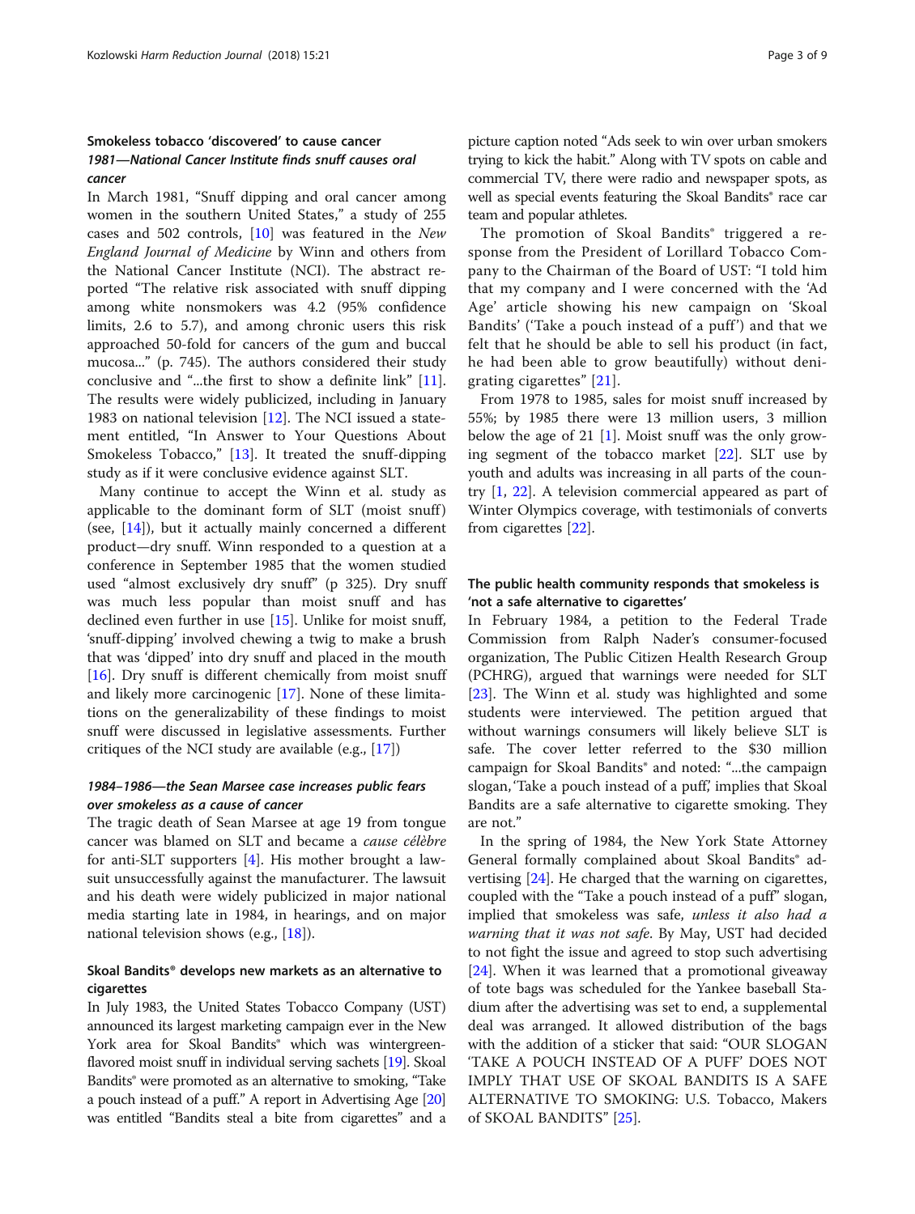## Smokeless tobacco 'discovered' to cause cancer

### 1981—National Cancer Institute finds snuff causes oral cancer

In March 1981, "Snuff dipping and oral cancer among women in the southern United States," a study of 255 cases and 502 controls, [10] was featured in the *New England Journal of Medicine* by Winn and others from the National Cancer Institute (NCI). The abstract reported "The relative risk associated with snuff dipping among white nonsmokers was 4.2 (95% confidence limits, 2.6 to 5.7), and among chronic users this risk approached 50-fold for cancers of the gum and buccal mucosa..." (p. 745). The authors considered their study conclusive and "...the first to show a definite link" [11]. The results were widely publicized, including in January 1983 on national television [12]. The NCI issued a statement entitled, "In Answer to Your Questions About Smokeless Tobacco," [13]. It treated the snuff-dipping study as if it were conclusive evidence against SLT.

Many continue to accept the Winn et al. study as applicable to the dominant form of SLT (moist snuff) (see, [14]), but it actually mainly concerned a different product—dry snuff. Winn responded to a question at a conference in September 1985 that the women studied used "almost exclusively dry snuff" (p 325). Dry snuff was much less popular than moist snuff and has declined even further in use [15]. Unlike for moist snuff, 'snuff-dipping' involved chewing a twig to make a brush that was 'dipped' into dry snuff and placed in the mouth [16]. Dry snuff is different chemically from moist snuff and likely more carcinogenic [17]. None of these limitations on the generalizability of these findings to moist snuff were discussed in legislative assessments. Further critiques of the NCI study are available (e.g., [17])

### 1984–1986—the Sean Marsee case increases public fears over smokeless as a cause of cancer

The tragic death of Sean Marsee at age 19 from tongue cancer was blamed on SLT and became a *cause célèbre* for anti-SLT supporters [4]. His mother brought a lawsuit unsuccessfully against the manufacturer. The lawsuit and his death were widely publicized in major national media starting late in 1984, in hearings, and on major national television shows (e.g., [18]).

### Skoal Bandits® develops new markets as an alternative to cigarettes

In July 1983, the United States Tobacco Company (UST) announced its largest marketing campaign ever in the New York area for Skoal Bandits® which was wintergreen-flavored moist snuff in individual serving sachets [19]. Skoal Bandits® were promoted as an alternative to smoking, "Take a pouch instead of a puff." A report in Advertising Age [20] was entitled "Bandits steal a bite from cigarettes" and a picture caption noted "Ads seek to win over urban smokers trying to kick the habit." Along with TV spots on cable and commercial TV, there were radio and newspaper spots, as well as special events featuring the Skoal Bandits® race car team and popular athletes.

The promotion of Skoal Bandits® triggered a response from the President of Lorillard Tobacco Company to the Chairman of the Board of UST: "I told him that my company and I were concerned with the 'Ad Age' article showing his new campaign on 'Skoal Bandits' ('Take a pouch instead of a puff') and that we felt that he should be able to sell his product (in fact, he had been able to grow beautifully) without denigrating cigarettes" [21].

From 1978 to 1985, sales for moist snuff increased by 55%; by 1985 there were 13 million users, 3 million below the age of 21 [1]. Moist snuff was the only growing segment of the tobacco market [22]. SLT use by youth and adults was increasing in all parts of the country [1, 22]. A television commercial appeared as part of Winter Olympics coverage, with testimonials of converts from cigarettes [22].

## The public health community responds that smokeless is 'not a safe alternative to cigarettes'

In February 1984, a petition to the Federal Trade Commission from Ralph Nader's consumer-focused organization, The Public Citizen Health Research Group (PCHRG), argued that warnings were needed for SLT [23]. The Winn et al. study was highlighted and some students were interviewed. The petition argued that without warnings consumers will likely believe SLT is safe. The cover letter referred to the $30 million campaign for Skoal Bandits® and noted: "...the campaign slogan, 'Take a pouch instead of a puff,' implies that Skoal Bandits are a safe alternative to cigarette smoking. They are not."

In the spring of 1984, the New York State Attorney General formally complained about Skoal Bandits® advertising [24]. He charged that the warning on cigarettes, coupled with the "Take a pouch instead of a puff" slogan, implied that smokeless was safe, *unless it also had a warning that it was not safe.* By May, UST had decided to not fight the issue and agreed to stop such advertising [24]. When it was learned that a promotional giveaway of tote bags was scheduled for the Yankee baseball Stadium after the advertising was set to end, a supplemental deal was arranged. It allowed distribution of the bags with the addition of a sticker that said: "OUR SLOGAN 'TAKE A POUCH INSTEAD OF A PUFF' DOES NOT IMPLY THAT USE OF SKOAL BANDITS IS A SAFE ALTERNATIVE TO SMOKING: U.S. Tobacco, Makers of SKOAL BANDITS" [25].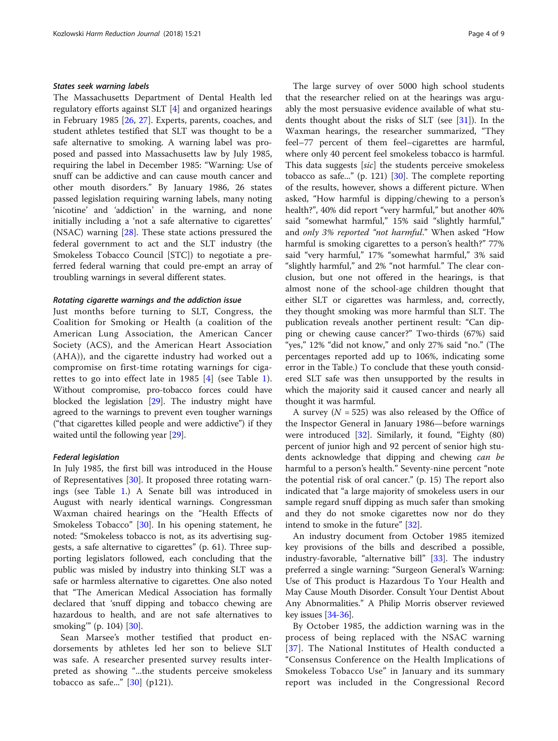### *States seek warning labels*

The Massachusetts Department of Dental Health led regulatory efforts against SLT [4] and organized hearings in February 1985 [26, 27]. Experts, parents, coaches, and student athletes testified that SLT was thought to be a safe alternative to smoking. A warning label was proposed and passed into Massachusetts law by July 1985, requiring the label in December 1985: "Warning: Use of snuff can be addictive and can cause mouth cancer and other mouth disorders." By January 1986, 26 states passed legislation requiring warning labels, many noting 'nicotine' and 'addiction' in the warning, and none initially including a 'not a safe alternative to cigarettes' (NSAC) warning [28]. These state actions pressured the federal government to act and the SLT industry (the Smokeless Tobacco Council [STC]) to negotiate a preferred federal warning that could pre-empt an array of troubling warnings in several different states.

### *Rotating cigarette warnings and the addiction issue*

Just months before turning to SLT, Congress, the Coalition for Smoking or Health (a coalition of the American Lung Association, the American Cancer Society (ACS), and the American Heart Association (AHA)), and the cigarette industry had worked out a compromise on first-time rotating warnings for cigarettes to go into effect late in 1985 [4] (see Table 1). Without compromise, pro-tobacco forces could have blocked the legislation [29]. The industry might have agreed to the warnings to prevent even tougher warnings ("that cigarettes killed people and were addictive") if they waited until the following year [29].

### *Federal legislation*

In July 1985, the first bill was introduced in the House of Representatives [30]. It proposed three rotating warnings (see Table 1.) A Senate bill was introduced in August with nearly identical warnings. Congressman Waxman chaired hearings on the "Health Effects of Smokeless Tobacco" [30]. In his opening statement, he noted: "Smokeless tobacco is not, as its advertising suggests, a safe alternative to cigarettes" (p. 61). Three supporting legislators followed, each concluding that the public was misled by industry into thinking SLT was a safe or harmless alternative to cigarettes. One also noted that "The American Medical Association has formally declared that 'snuff dipping and tobacco chewing are hazardous to health, and are not safe alternatives to smoking'" (p. 104) [30].

Sean Marsee's mother testified that product endorsements by athletes led her son to believe SLT was safe. A researcher presented survey results interpreted as showing "...the students perceive smokeless tobacco as safe..." [30] (p121).

The large survey of over 5000 high school students that the researcher relied on at the hearings was arguably the most persuasive evidence available of what students thought about the risks of SLT (see [31]). In the Waxman hearings, the researcher summarized, "They feel–77 percent of them feel–cigarettes are harmful, where only 40 percent feel smokeless tobacco is harmful. This data suggests [*sic*] the students perceive smokeless tobacco as safe..." (p. 121) [30]. The complete reporting of the results, however, shows a different picture. When asked, "How harmful is dipping/chewing to a person's health?", 40% did report "very harmful," but another 40% said "somewhat harmful," 15% said "slightly harmful," and *only 3% reported "not harmful."* When asked "How harmful is smoking cigarettes to a person's health?" 77% said "very harmful," 17% "somewhat harmful," 3% said "slightly harmful," and 2% "not harmful." The clear conclusion, but one not offered in the hearings, is that almost none of the school-age children thought that either SLT or cigarettes was harmless, and, correctly, they thought smoking was more harmful than SLT. The publication reveals another pertinent result: "Can dipping or chewing cause cancer?" Two-thirds (67%) said "yes," 12% "did not know," and only 27% said "no." (The percentages reported add up to 106%, indicating some error in the Table.) To conclude that these youth considered SLT safe was then unsupported by the results in which the majority said it caused cancer and nearly all thought it was harmful.

A survey ($N = 525$) was also released by the Office of the Inspector General in January 1986—before warnings were introduced [32]. Similarly, it found, "Eighty (80) percent of junior high and 92 percent of senior high students acknowledge that dipping and chewing *can be* harmful to a person's health." Seventy-nine percent "note the potential risk of oral cancer." (p. 15) The report also indicated that "a large majority of smokeless users in our sample regard snuff dipping as much safer than smoking and they do not smoke cigarettes now nor do they intend to smoke in the future" [32].

An industry document from October 1985 itemized key provisions of the bills and described a possible, industry-favorable, "alternative bill" [33]. The industry preferred a single warning: "Surgeon General's Warning: Use of This product is Hazardous To Your Health and May Cause Mouth Disorder. Consult Your Dentist About Any Abnormalities." A Philip Morris observer reviewed key issues [34-36].

By October 1985, the addiction warning was in the process of being replaced with the NSAC warning [37]. The National Institutes of Health conducted a "Consensus Conference on the Health Implications of Smokeless Tobacco Use" in January and its summary report was included in the Congressional Record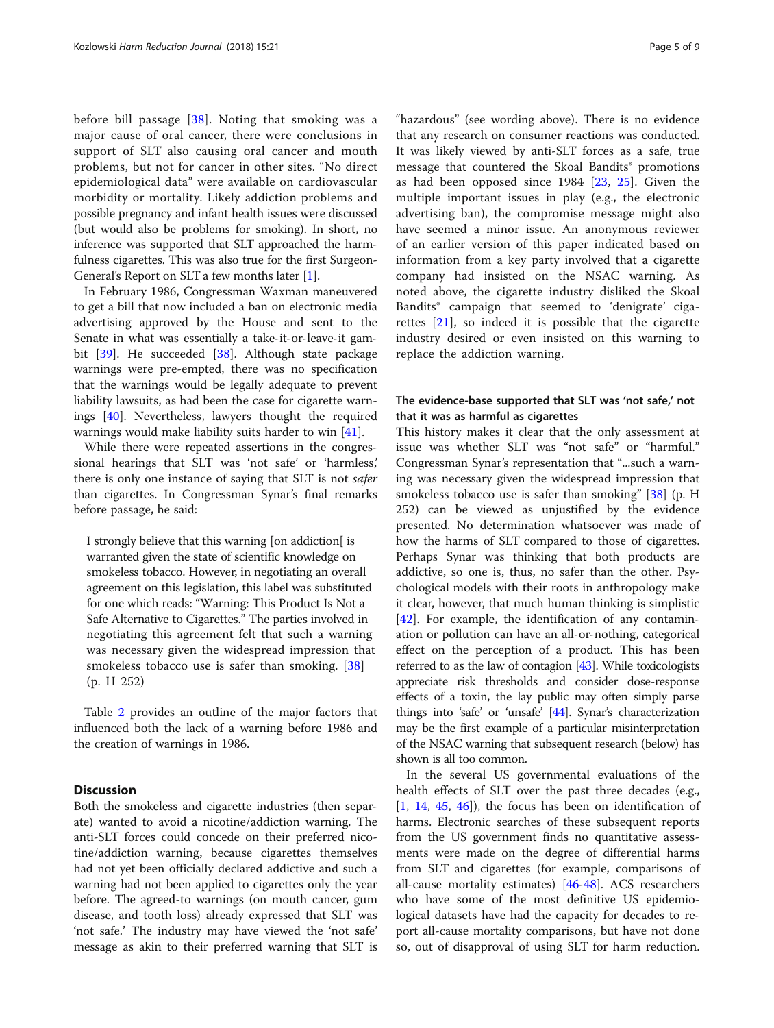before bill passage [38]. Noting that smoking was a major cause of oral cancer, there were conclusions in support of SLT also causing oral cancer and mouth problems, but not for cancer in other sites. "No direct epidemiological data" were available on cardiovascular morbidity or mortality. Likely addiction problems and possible pregnancy and infant health issues were discussed (but would also be problems for smoking). In short, no inference was supported that SLT approached the harmfulness cigarettes. This was also true for the first Surgeon-General's Report on SLT a few months later [1].

In February 1986, Congressman Waxman maneuvered to get a bill that now included a ban on electronic media advertising approved by the House and sent to the Senate in what was essentially a take-it-or-leave-it gambit [39]. He succeeded [38]. Although state package warnings were pre-empted, there was no specification that the warnings would be legally adequate to prevent liability lawsuits, as had been the case for cigarette warnings [40]. Nevertheless, lawyers thought the required warnings would make liability suits harder to win [41].

While there were repeated assertions in the congressional hearings that SLT was 'not safe' or 'harmless,' there is only one instance of saying that SLT is not *safer* than cigarettes. In Congressman Synar's final remarks before passage, he said:

> I strongly believe that this warning [on addiction[ is warranted given the state of scientific knowledge on smokeless tobacco. However, in negotiating an overall agreement on this legislation, this label was substituted for one which reads: "Warning: This Product Is Not a Safe Alternative to Cigarettes." The parties involved in negotiating this agreement felt that such a warning was necessary given the widespread impression that smokeless tobacco use is safer than smoking. [38] (p. H 252)

Table 2 provides an outline of the major factors that influenced both the lack of a warning before 1986 and the creation of warnings in 1986.

## Discussion

Both the smokeless and cigarette industries (then separate) wanted to avoid a nicotine/addiction warning. The anti-SLT forces could concede on their preferred nicotine/addiction warning, because cigarettes themselves had not yet been officially declared addictive and such a warning had not been applied to cigarettes only the year before. The agreed-to warnings (on mouth cancer, gum disease, and tooth loss) already expressed that SLT was 'not safe.' The industry may have viewed the 'not safe' message as akin to their preferred warning that SLT is "hazardous" (see wording above). There is no evidence that any research on consumer reactions was conducted. It was likely viewed by anti-SLT forces as a safe, true message that countered the Skoal Bandits® promotions as had been opposed since 1984 [23, 25]. Given the multiple important issues in play (e.g., the electronic advertising ban), the compromise message might also have seemed a minor issue. An anonymous reviewer of an earlier version of this paper indicated based on information from a key party involved that a cigarette company had insisted on the NSAC warning. As noted above, the cigarette industry disliked the Skoal Bandits® campaign that seemed to 'denigrate' cigarettes [21], so indeed it is possible that the cigarette industry desired or even insisted on this warning to replace the addiction warning.

### The evidence-base supported that SLT was 'not safe,' not that it was as harmful as cigarettes

This history makes it clear that the only assessment at issue was whether SLT was "not safe" or "harmful." Congressman Synar's representation that "...such a warning was necessary given the widespread impression that smokeless tobacco use is safer than smoking" [38] (p. H 252) can be viewed as unjustified by the evidence presented. No determination whatsoever was made of how the harms of SLT compared to those of cigarettes. Perhaps Synar was thinking that both products are addictive, so one is, thus, no safer than the other. Psychological models with their roots in anthropology make it clear, however, that much human thinking is simplistic [42]. For example, the identification of any contamination or pollution can have an all-or-nothing, categorical effect on the perception of a product. This has been referred to as the law of contagion [43]. While toxicologists appreciate risk thresholds and consider dose-response effects of a toxin, the lay public may often simply parse things into 'safe' or 'unsafe' [44]. Synar's characterization may be the first example of a particular misinterpretation of the NSAC warning that subsequent research (below) has shown is all too common.

In the several US governmental evaluations of the health effects of SLT over the past three decades (e.g., [1, 14, 45, 46]), the focus has been on identification of harms. Electronic searches of these subsequent reports from the US government finds no quantitative assessments were made on the degree of differential harms from SLT and cigarettes (for example, comparisons of all-cause mortality estimates) [46-48]. ACS researchers who have some of the most definitive US epidemiological datasets have had the capacity for decades to report all-cause mortality comparisons, but have not done so, out of disapproval of using SLT for harm reduction.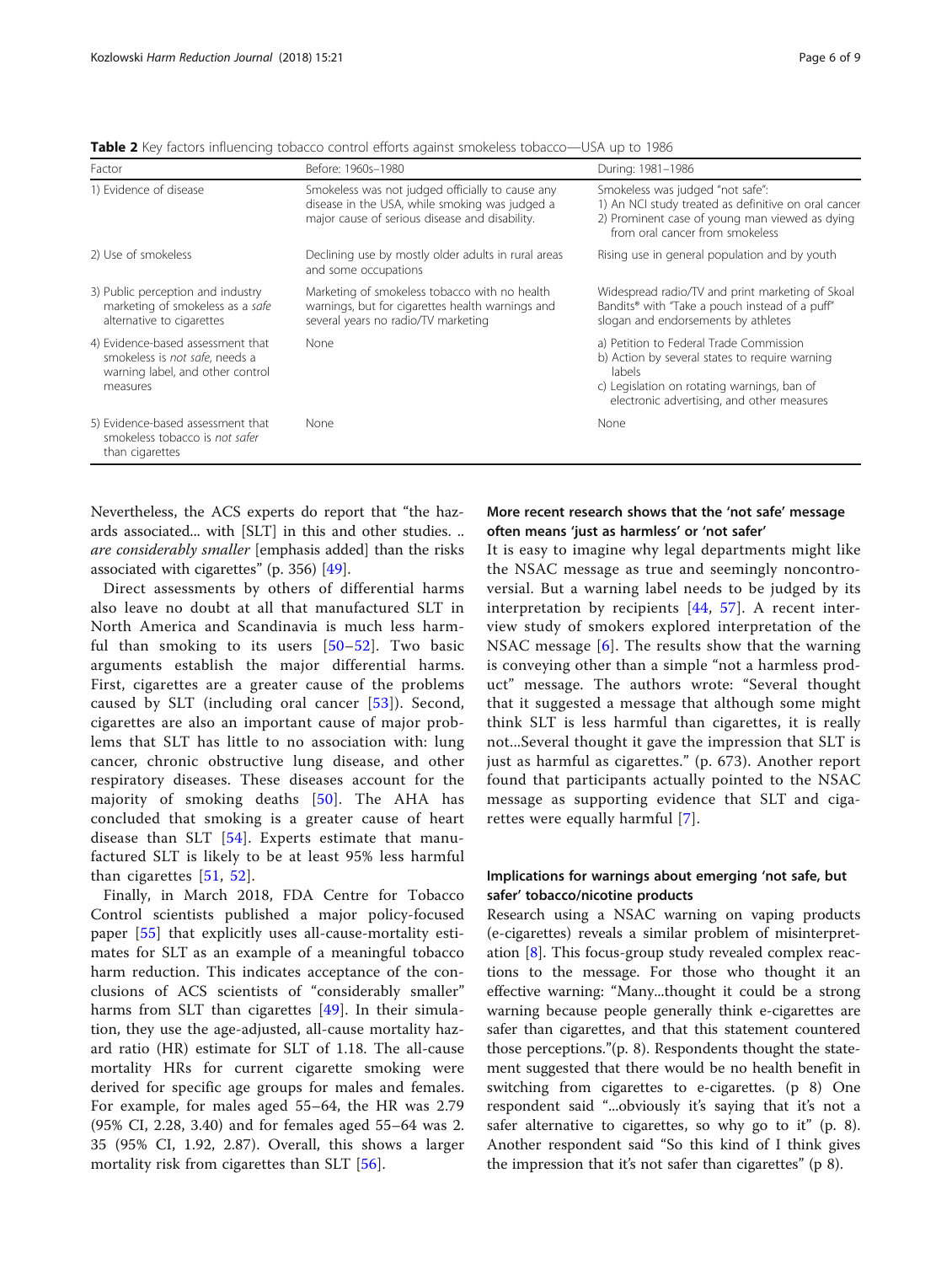**Table 2** Key factors influencing tobacco control efforts against smokeless tobacco—USA up to 1986

| Factor | Before: 1960s–1980 | During: 1981–1986 |
| --- | --- | --- |
| 1) Evidence of disease | Smokeless was not judged officially to cause any disease in the USA, while smoking was judged a major cause of serious disease and disability. | Smokeless was judged "not safe": 1) An NCI study treated as definitive on oral cancer 2) Prominent case of young man viewed as dying from oral cancer from smokeless |
| 2) Use of smokeless | Declining use by mostly older adults in rural areas and some occupations | Rising use in general population and by youth |
| 3) Public perception and industry marketing of smokeless as a *safe* alternative to cigarettes | Marketing of smokeless tobacco with no health warnings, but for cigarettes health warnings and several years no radio/TV marketing | Widespread radio/TV and print marketing of Skoal Bandits® with "Take a pouch instead of a puff" slogan and endorsements by athletes |
| 4) Evidence-based assessment that smokeless is *not safe*, needs a warning label, and other control measures | None | a) Petition to Federal Trade Commission b) Action by several states to require warning labels c) Legislation on rotating warnings, ban of electronic advertising, and other measures |
| 5) Evidence-based assessment that smokeless tobacco is *not safer* than cigarettes | None | None |

Nevertheless, the ACS experts do report that "the hazards associated... with [SLT] in this and other studies. .. *are considerably smaller* [emphasis added] than the risks associated with cigarettes" (p. 356) [49].

Direct assessments by others of differential harms also leave no doubt at all that manufactured SLT in North America and Scandinavia is much less harmful than smoking to its users [50–52]. Two basic arguments establish the major differential harms. First, cigarettes are a greater cause of the problems caused by SLT (including oral cancer [53]). Second, cigarettes are also an important cause of major problems that SLT has little to no association with: lung cancer, chronic obstructive lung disease, and other respiratory diseases. These diseases account for the majority of smoking deaths [50]. The AHA has concluded that smoking is a greater cause of heart disease than SLT [54]. Experts estimate that manufactured SLT is likely to be at least 95% less harmful than cigarettes [51, 52].

Finally, in March 2018, FDA Centre for Tobacco Control scientists published a major policy-focused paper [55] that explicitly uses all-cause-mortality estimates for SLT as an example of a meaningful tobacco harm reduction. This indicates acceptance of the conclusions of ACS scientists of "considerably smaller" harms from SLT than cigarettes [49]. In their simulation, they use the age-adjusted, all-cause mortality hazard ratio (HR) estimate for SLT of 1.18. The all-cause mortality HRs for current cigarette smoking were derived for specific age groups for males and females. For example, for males aged 55–64, the HR was 2.79 (95% CI, 2.28, 3.40) and for females aged 55–64 was 2.35 (95% CI, 1.92, 2.87). Overall, this shows a larger mortality risk from cigarettes than SLT [56].

### More recent research shows that the 'not safe' message often means 'just as harmless' or 'not safer'

It is easy to imagine why legal departments might like the NSAC message as true and seemingly noncontroversial. But a warning label needs to be judged by its interpretation by recipients [44, 57]. A recent interview study of smokers explored interpretation of the NSAC message [6]. The results show that the warning is conveying other than a simple "not a harmless product" message. The authors wrote: "Several thought that it suggested a message that although some might think SLT is less harmful than cigarettes, it is really not...Several thought it gave the impression that SLT is just as harmful as cigarettes." (p. 673). Another report found that participants actually pointed to the NSAC message as supporting evidence that SLT and cigarettes were equally harmful [7].

### Implications for warnings about emerging 'not safe, but safer' tobacco/nicotine products

Research using a NSAC warning on vaping products (e-cigarettes) reveals a similar problem of misinterpretation [8]. This focus-group study revealed complex reactions to the message. For those who thought it an effective warning: "Many...thought it could be a strong warning because people generally think e-cigarettes are safer than cigarettes, and that this statement countered those perceptions."(p. 8). Respondents thought the statement suggested that there would be no health benefit in switching from cigarettes to e-cigarettes. (p 8) One respondent said "...obviously it's saying that it's not a safer alternative to cigarettes, so why go to it" (p. 8). Another respondent said "So this kind of I think gives the impression that it's not safer than cigarettes" (p 8).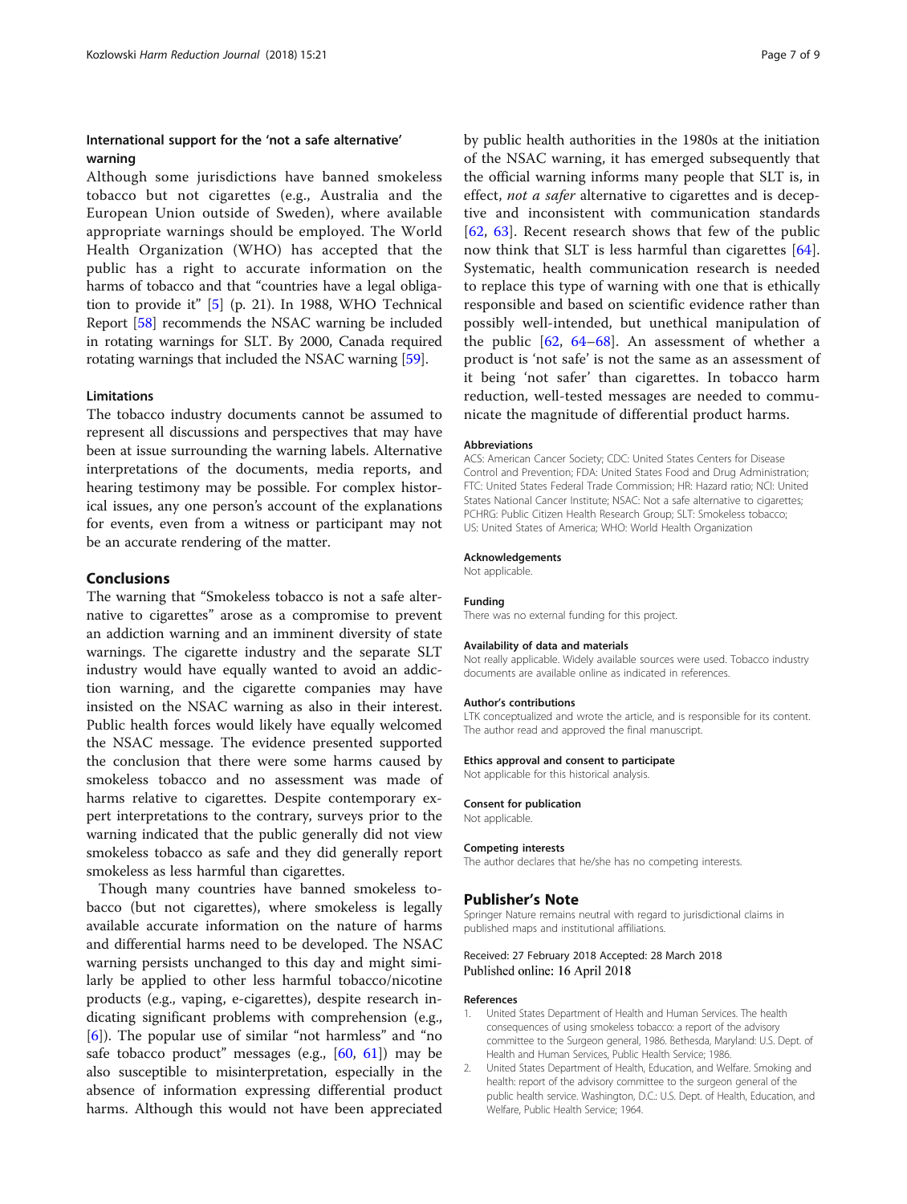### International support for the 'not a safe alternative' warning

Although some jurisdictions have banned smokeless tobacco but not cigarettes (e.g., Australia and the European Union outside of Sweden), where available appropriate warnings should be employed. The World Health Organization (WHO) has accepted that the public has a right to accurate information on the harms of tobacco and that "countries have a legal obligation to provide it" [5] (p. 21). In 1988, WHO Technical Report [58] recommends the NSAC warning be included in rotating warnings for SLT. By 2000, Canada required rotating warnings that included the NSAC warning [59].

### Limitations

The tobacco industry documents cannot be assumed to represent all discussions and perspectives that may have been at issue surrounding the warning labels. Alternative interpretations of the documents, media reports, and hearing testimony may be possible. For complex historical issues, any one person's account of the explanations for events, even from a witness or participant may not be an accurate rendering of the matter.

## Conclusions

The warning that "Smokeless tobacco is not a safe alternative to cigarettes" arose as a compromise to prevent an addiction warning and an imminent diversity of state warnings. The cigarette industry and the separate SLT industry would have equally wanted to avoid an addiction warning, and the cigarette companies may have insisted on the NSAC warning as also in their interest. Public health forces would likely have equally welcomed the NSAC message. The evidence presented supported the conclusion that there were some harms caused by smokeless tobacco and no assessment was made of harms relative to cigarettes. Despite contemporary expert interpretations to the contrary, surveys prior to the warning indicated that the public generally did not view smokeless tobacco as safe and they did generally report smokeless as less harmful than cigarettes.

Though many countries have banned smokeless tobacco (but not cigarettes), where smokeless is legally available accurate information on the nature of harms and differential harms need to be developed. The NSAC warning persists unchanged to this day and might similarly be applied to other less harmful tobacco/nicotine products (e.g., vaping, e-cigarettes), despite research indicating significant problems with comprehension (e.g., [6]). The popular use of similar "not harmless" and "no safe tobacco product" messages (e.g., [60, 61]) may be also susceptible to misinterpretation, especially in the absence of information expressing differential product harms. Although this would not have been appreciated by public health authorities in the 1980s at the initiation of the NSAC warning, it has emerged subsequently that the official warning informs many people that SLT is, in effect, *not a safer* alternative to cigarettes and is deceptive and inconsistent with communication standards [62, 63]. Recent research shows that few of the public now think that SLT is less harmful than cigarettes [64]. Systematic, health communication research is needed to replace this type of warning with one that is ethically responsible and based on scientific evidence rather than possibly well-intended, but unethical manipulation of the public [62, 64–68]. An assessment of whether a product is 'not safe' is not the same as an assessment of it being 'not safer' than cigarettes. In tobacco harm reduction, well-tested messages are needed to communicate the magnitude of differential product harms.

#### Abbreviations

ACS: American Cancer Society; CDC: United States Centers for Disease Control and Prevention; FDA: United States Food and Drug Administration; FTC: United States Federal Trade Commission; HR: Hazard ratio; NCI: United States National Cancer Institute; NSAC: Not a safe alternative to cigarettes; PCHRG: Public Citizen Health Research Group; SLT: Smokeless tobacco; US: United States of America; WHO: World Health Organization

#### Acknowledgements

Not applicable.

#### Funding

There was no external funding for this project.

#### Availability of data and materials

Not really applicable. Widely available sources were used. Tobacco industry documents are available online as indicated in references.

#### Author's contributions

LTK conceptualized and wrote the article, and is responsible for its content. The author read and approved the final manuscript.

#### Ethics approval and consent to participate

Not applicable for this historical analysis.

#### Consent for publication

Not applicable.

#### Competing interests

The author declares that he/she has no competing interests.

## Publisher's Note

Springer Nature remains neutral with regard to jurisdictional claims in published maps and institutional affiliations.

Received: 27 February 2018 Accepted: 28 March 2018
Published online: 16 April 2018

#### References

1. United States Department of Health and Human Services. The health consequences of using smokeless tobacco: a report of the advisory committee to the Surgeon general, 1986. Bethesda, Maryland: U.S. Dept. of Health and Human Services, Public Health Service; 1986.
2. United States Department of Health, Education, and Welfare. Smoking and health: report of the advisory committee to the surgeon general of the public health service. Washington, D.C.: U.S. Dept. of Health, Education, and Welfare, Public Health Service; 1964.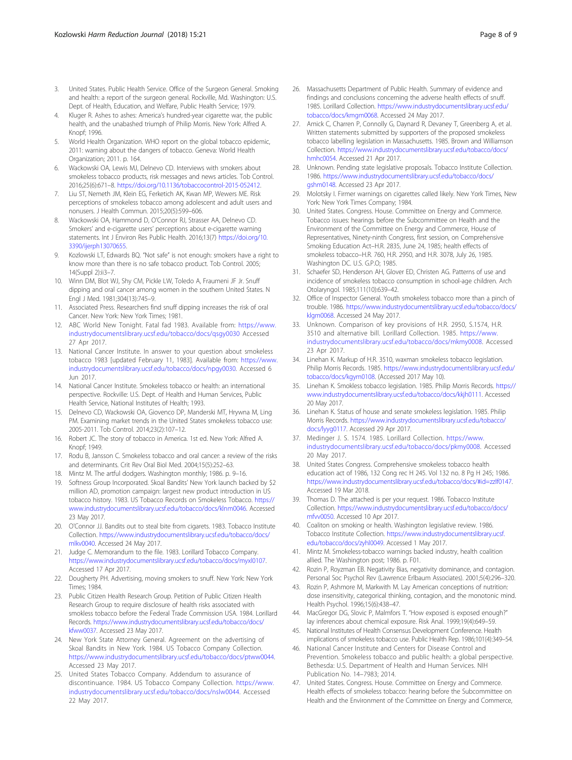3. United States. Public Health Service. Office of the Surgeon General. Smoking and health: a report of the surgeon general. Rockville, Md. Washington: U.S. Dept. of Health, Education, and Welfare, Public Health Service; 1979.
4. Kluger R. Ashes to ashes: America's hundred-year cigarette war, the public health, and the unabashed triumph of Philip Morris. New York: Alfred A. Knopf; 1996.
5. World Health Organization. WHO report on the global tobacco epidemic, 2011: warning about the dangers of tobacco. Geneva: World Health Organization; 2011. p. 164.
6. Wackowski OA, Lewis MJ, Delnevo CD. Interviews with smokers about smokeless tobacco products, risk messages and news articles. Tob Control. 2016;25(6):671–8. https://doi.org/10.1136/tobaccocontrol-2015-052412.
7. Liu ST, Nemeth JM, Klein EG, Ferketich AK, Kwan MP, Wewers ME. Risk perceptions of smokeless tobacco among adolescent and adult users and nonusers. J Health Commun. 2015;20(5):599–606.
8. Wackowski OA, Hammond D, O'Connor RJ, Strasser AA, Delnevo CD. Smokers' and e-cigarette users' perceptions about e-cigarette warning statements. Int J Environ Res Public Health. 2016;13(7) https://doi.org/10.3390/ijerph13070655.
9. Kozlowski LT, Edwards BQ. "Not safe" is not enough: smokers have a right to know more than there is no safe tobacco product. Tob Control. 2005; 14(Suppl 2):ii3–7.
10. Winn DM, Blot WJ, Shy CM, Pickle LW, Toledo A, Fraumeni JF Jr. Snuff dipping and oral cancer among women in the southern United States. N Engl J Med. 1981;304(13):745–9.
11. Associated Press. Researchers find snuff dipping increases the risk of oral Cancer. New York: New York Times; 1981.
12. ABC World New Tonight. Fatal fad 1983. Available from: https://www.industrydocumentslibrary.ucsf.edu/tobacco/docs/qsgy0030 Accessed 27 Apr 2017.
13. National Cancer Institute. In answer to your question about smokeless tobacco 1983 [updated February 11, 1983]. Available from: https://www.industrydocumentslibrary.ucsf.edu/tobacco/docs/npgy0030. Accessed 6 Jun 2017.
14. National Cancer Institute. Smokeless tobacco or health: an international perspective. Rockville: U.S. Dept. of Health and Human Services, Public Health Service, National Institutes of Health; 1993.
15. Delnevo CD, Wackowski OA, Giovenco DP, Manderski MT, Hrywna M, Ling PM. Examining market trends in the United States smokeless tobacco use: 2005-2011. Tob Control. 2014;23(2):107–12.
16. Robert JC. The story of tobacco in America. 1st ed. New York: Alfred A. Knopf; 1949.
17. Rodu B, Jansson C. Smokeless tobacco and oral cancer: a review of the risks and determinants. Crit Rev Oral Biol Med. 2004;15(5):252–63.
18. Mintz M. The artful dodgers. Washington monthly; 1986. p. 9–16.
19. Softness Group Incorporated. Skoal Bandits' New York launch backed by $2 million AD, promotion campaign: largest new product introduction in US tobacco history. 1983. US Tobacco Records on Smokeless Tobacco. https://www.industrydocumentslibrary.ucsf.edu/tobacco/docs/klnm0046. Accessed 23 May 2017.
20. O'Connor JJ. Bandits out to steal bite from cigarets. 1983. Tobacco Institute Collection. https://www.industrydocumentslibrary.ucsf.edu/tobacco/docs/mlkv0040. Accessed 24 May 2017.
21. Judge C. Memorandum to the file. 1983. Lorillard Tobacco Company. https://www.industrydocumentslibrary.ucsf.edu/tobacco/docs/myxl0107. Accessed 17 Apr 2017.
22. Dougherty PH. Advertising, moving smokers to snuff. New York: New York Times; 1984.
23. Public Citizen Health Research Group. Petition of Public Citizen Health Research Group to require disclosure of health risks associated with smokless tobacco before the Federal Trade Commission USA. 1984. Lorillard Records. https://www.industrydocumentslibrary.ucsf.edu/tobacco/docs/kfww0037. Accessed 23 May 2017.
24. New York State Attorney General. Agreement on the advertising of Skoal Bandits in New York. 1984. US Tobacco Company Collection. https://www.industrydocumentslibrary.ucsf.edu/tobacco/docs/ptww0044. Accessed 23 May 2017.
25. United States Tobacco Company. Addendum to assurance of discontinuance. 1984. US Tobacco Company Collection. https://www.industrydocumentslibrary.ucsf.edu/tobacco/docs/nslw0044. Accessed 22 May 2017.
26. Massachusetts Department of Public Health. Summary of evidence and findings and conclusions concerning the adverse health effects of snuff. 1985. Lorillard Collection. https://www.industrydocumentslibrary.ucsf.edu/tobacco/docs/kmgm0068. Accessed 24 May 2017.
27. Amick C, Charren P, Connolly G, Daynard R, Devaney T, Greenberg A, et al. Written statements submitted by supporters of the proposed smokeless tobacco labelling legislation in Massachusetts. 1985. Brown and Williamson Collection. https://www.industrydocumentslibrary.ucsf.edu/tobacco/docs/hmhc0054. Accessed 21 Apr 2017.
28. Unknown. Pending state legislative proposals. Tobacco Institute Collection. 1986. https://www.industrydocumentslibrary.ucsf.edu/tobacco/docs/gshm0148. Accessed 23 Apr 2017.
29. Molotsky I. Firmer warnings on cigarettes called likely. New York Times, New York: New York Times Company; 1984.
30. United States. Congress. House. Committee on Energy and Commerce. Tobacco issues: hearings before the Subcommittee on Health and the Environment of the Committee on Energy and Commerce, House of Representatives, Ninety-ninth Congress, first session, on Comprehensive Smoking Education Act–H.R. 2835, June 24, 1985; health effects of smokeless tobacco–H.R. 760, H.R. 2950, and H.R. 3078, July 26, 1985. Washington DC. U.S. G.P.O; 1985.
31. Schaefer SD, Henderson AH, Glover ED, Christen AG. Patterns of use and incidence of smokeless tobacco consumption in school-age children. Arch Otolaryngol. 1985;111(10):639–42.
32. Office of Inspector General. Youth smokeless tobacco more than a pinch of trouble. 1986. https://www.industrydocumentslibrary.ucsf.edu/tobacco/docs/klgm0068. Accessed 24 May 2017.
33. Unknown. Comparison of key provisions of H.R. 2950, S.1574, H.R. 3510 and alternative bill. Lorillard Collection. 1985. https://www.industrydocumentslibrary.ucsf.edu/tobacco/docs/mkmy0008. Accessed 23 Apr 2017.
34. Linehan K. Markup of H.R. 3510, waxman smokeless tobacco legislation. Philip Morris Records. 1985. https://www.industrydocumentslibrary.ucsf.edu/tobacco/docs/kgym0108. (Accessed 2017 May 10).
35. Linehan K. Smokeless tobacco legislation. 1985. Philip Morris Records. https://www.industrydocumentslibrary.ucsf.edu/tobacco/docs/kkjh0111. Accessed 20 May 2017.
36. Linehan K. Status of house and senate smokeless legislation. 1985. Philip Morris Records. https://www.industrydocumentslibrary.ucsf.edu/tobacco/docs/lyyg0117. Accessed 29 Apr 2017.
37. Medinger J. S. 1574. 1985. Lorillard Collection. https://www.industrydocumentslibrary.ucsf.edu/tobacco/docs/pkmy0008. Accessed 20 May 2017.
38. United States Congress. Comprehensive smokeless tobacco health education act of 1986, 132 Cong rec H 245. Vol 132 no. 8 Pg H 245; 1986. https://www.industrydocumentslibrary.ucsf.edu/tobacco/docs/#id=zzlf0147. Accessed 19 Mar 2018.
39. Thomas D. The attached is per your request. 1986. Tobacco Institute Collection. https://www.industrydocumentslibrary.ucsf.edu/tobacco/docs/mfvv0050. Accessed 10 Apr 2017.
40. Coaliton on smoking or health. Washington legislative review. 1986. Tobacco Institute Collection. https://www.industrydocumentslibrary.ucsf.edu/tobacco/docs/zyhl0049. Accessed 1 May 2017.
41. Mintz M. Smokeless-tobacco warnings backed industry, health coalition allied. The Washington post; 1986. p. F01.
42. Rozin P, Royzman EB. Negativity Bias, negativity dominance, and contagion. Personal Soc Psychol Rev (Lawrence Erlbaum Associates). 2001;5(4):296–320.
43. Rozin P, Ashmore M, Markwith M. Lay American conceptions of nutrition: dose insensitivity, categorical thinking, contagion, and the monotonic mind. Health Psychol. 1996;15(6):438–47.
44. MacGregor DG, Slovic P, Malmfors T. "How exposed is exposed enough?" lay inferences about chemical exposure. Risk Anal. 1999;19(4):649–59.
45. National Institutes of Health Consensus Development Conference. Health implications of smokeless tobacco use. Public Health Rep. 1986;101(4):349–54.
46. National Cancer Institute and Centers for Disease Control and Prevention. Smokeless tobacco and public health: a global perspective. Bethesda: U.S. Department of Health and Human Services. NIH Publication No. 14–7983; 2014.
47. United States. Congress. House. Committee on Energy and Commerce. Health effects of smokeless tobacco: hearing before the Subcommittee on Health and the Environment of the Committee on Energy and Commerce,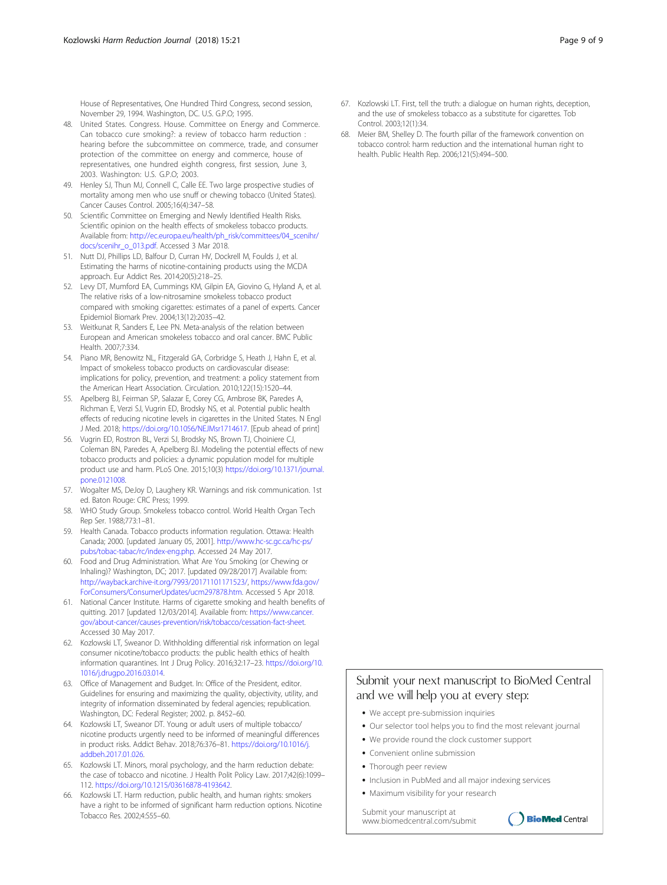House of Representatives, One Hundred Third Congress, second session, November 29, 1994. Washington, DC. U.S. G.P.O; 1995.

48. United States. Congress. House. Committee on Energy and Commerce. Can tobacco cure smoking?: a review of tobacco harm reduction : hearing before the subcommittee on commerce, trade, and consumer protection of the committee on energy and commerce, house of representatives, one hundred eighth congress, first session, June 3, 2003. Washington: U.S. G.P.O; 2003.
49. Henley SJ, Thun MJ, Connell C, Calle EE. Two large prospective studies of mortality among men who use snuff or chewing tobacco (United States). Cancer Causes Control. 2005;16(4):347–58.
50. Scientific Committee on Emerging and Newly Identified Health Risks. Scientific opinion on the health effects of smokeless tobacco products. Available from: http://ec.europa.eu/health/ph_risk/committees/04_scenihr/docs/scenihr_o_013.pdf. Accessed 3 Mar 2018.
51. Nutt DJ, Phillips LD, Balfour D, Curran HV, Dockrell M, Foulds J, et al. Estimating the harms of nicotine-containing products using the MCDA approach. Eur Addict Res. 2014;20(5):218–25.
52. Levy DT, Mumford EA, Cummings KM, Gilpin EA, Giovino G, Hyland A, et al. The relative risks of a low-nitrosamine smokeless tobacco product compared with smoking cigarettes: estimates of a panel of experts. Cancer Epidemiol Biomark Prev. 2004;13(12):2035–42.
53. Weitkunat R, Sanders E, Lee PN. Meta-analysis of the relation between European and American smokeless tobacco and oral cancer. BMC Public Health. 2007;7:334.
54. Piano MR, Benowitz NL, Fitzgerald GA, Corbridge S, Heath J, Hahn E, et al. Impact of smokeless tobacco products on cardiovascular disease: implications for policy, prevention, and treatment: a policy statement from the American Heart Association. Circulation. 2010;122(15):1520–44.
55. Apelberg BJ, Feirman SP, Salazar E, Corey CG, Ambrose BK, Paredes A, Richman E, Verzi SJ, Vugrin ED, Brodsky NS, et al. Potential public health effects of reducing nicotine levels in cigarettes in the United States. N Engl J Med. 2018; https://doi.org/10.1056/NEJMsr1714617. [Epub ahead of print]
56. Vugrin ED, Rostron BL, Verzi SJ, Brodsky NS, Brown TJ, Choiniere CJ, Coleman BN, Paredes A, Apelberg BJ. Modeling the potential effects of new tobacco products and policies: a dynamic population model for multiple product use and harm. PLoS One. 2015;10(3) https://doi.org/10.1371/journal.pone.0121008.
57. Wogalter MS, DeJoy D, Laughery KR. Warnings and risk communication. 1st ed. Baton Rouge: CRC Press; 1999.
58. WHO Study Group. Smokeless tobacco control. World Health Organ Tech Rep Ser. 1988;773:1–81.
59. Health Canada. Tobacco products information regulation. Ottawa: Health Canada; 2000. [updated January 05, 2001]. http://www.hc-sc.gc.ca/hc-ps/pubs/tobac-tabac/rc/index-eng.php. Accessed 24 May 2017.
60. Food and Drug Administration. What Are You Smoking (or Chewing or Inhaling)? Washington, DC; 2017. [updated 09/28/2017] Available from: http://wayback.archive-it.org/7993/20171101171523/, https://www.fda.gov/ForConsumers/ConsumerUpdates/ucm297878.htm. Accessed 5 Apr 2018.
61. National Cancer Institute. Harms of cigarette smoking and health benefits of quitting. 2017 [updated 12/03/2014]. Available from: https://www.cancer.gov/about-cancer/causes-prevention/risk/tobacco/cessation-fact-sheet. Accessed 30 May 2017.
62. Kozlowski LT, Sweanor D. Withholding differential risk information on legal consumer nicotine/tobacco products: the public health ethics of health information quarantines. Int J Drug Policy. 2016;32:17–23. https://doi.org/10.1016/j.drugpo.2016.03.014.
63. Office of Management and Budget. In: Office of the President, editor. Guidelines for ensuring and maximizing the quality, objectivity, utility, and integrity of information disseminated by federal agencies; republication. Washington, DC: Federal Register; 2002. p. 8452–60.
64. Kozlowski LT, Sweanor DT. Young or adult users of multiple tobacco/nicotine products urgently need to be informed of meaningful differences in product risks. Addict Behav. 2018;76:376–81. https://doi.org/10.1016/j.addbeh.2017.01.026.
65. Kozlowski LT. Minors, moral psychology, and the harm reduction debate: the case of tobacco and nicotine. J Health Polit Policy Law. 2017;42(6):1099–112. https://doi.org/10.1215/03616878-4193642.
66. Kozlowski LT. Harm reduction, public health, and human rights: smokers have a right to be informed of significant harm reduction options. Nicotine Tobacco Res. 2002;4:S55–60.
67. Kozlowski LT. First, tell the truth: a dialogue on human rights, deception, and the use of smokeless tobacco as a substitute for cigarettes. Tob Control. 2003;12(1):34.
68. Meier BM, Shelley D. The fourth pillar of the framework convention on tobacco control: harm reduction and the international human right to health. Public Health Rep. 2006;121(5):494–500.

Submit your next manuscript to BioMed Central and we will help you at every step:

- We accept pre-submission inquiries
- Our selector tool helps you to find the most relevant journal
- We provide round the clock customer support
- Convenient online submission
- Thorough peer review
- Inclusion in PubMed and all major indexing services
- Maximum visibility for your research

Submit your manuscript at www.biomedcentral.com/submit

BioMed Central